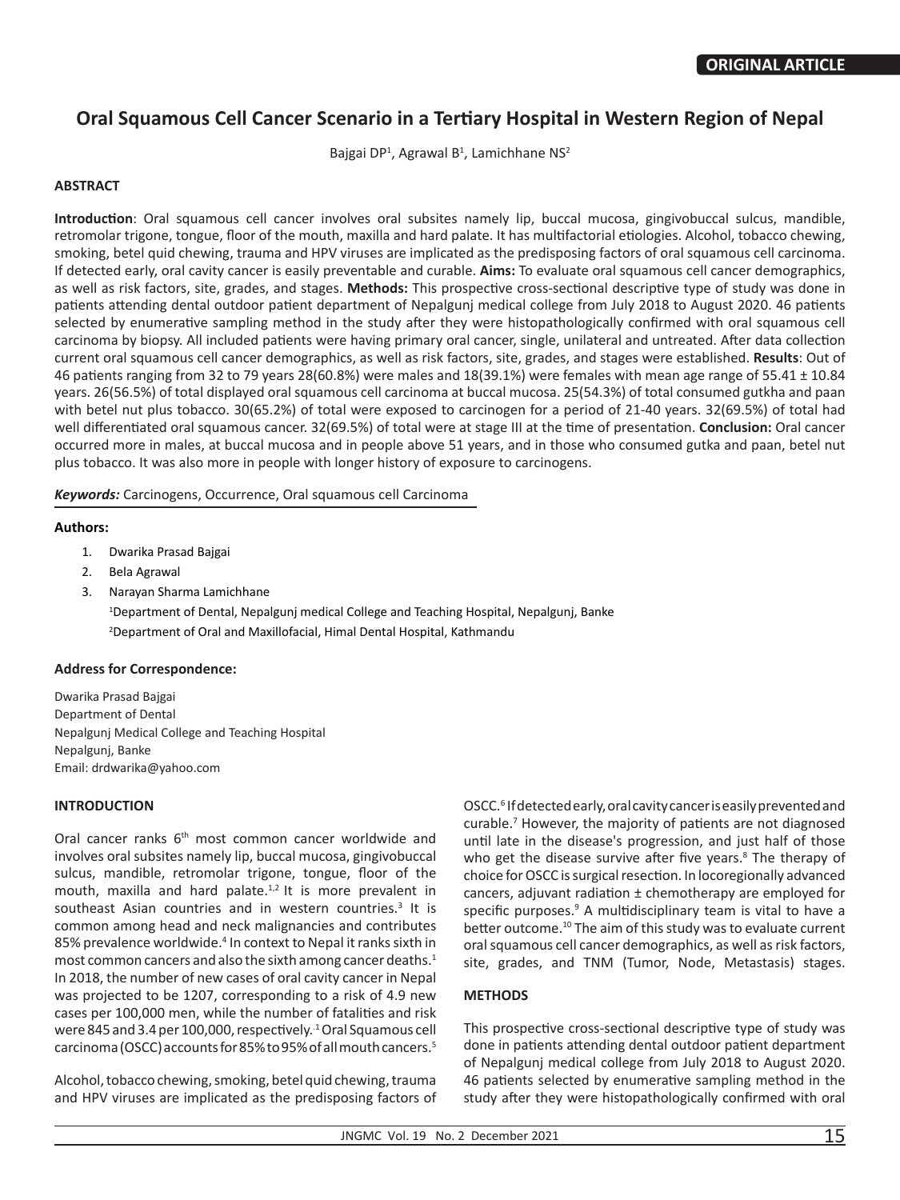ORIGINAL ARTICLE

# Oral Squamous Cell Cancer Scenario in a Tertiary Hospital in Western Region of Nepal

Bajgai DP[1], Agrawal B[1], Lamichhane NS[2]

### ABSTRACT

**Introduction**: Oral squamous cell cancer involves oral subsites namely lip, buccal mucosa, gingivobuccal sulcus, mandible, retromolar trigone, tongue, floor of the mouth, maxilla and hard palate. It has multifactorial etiologies. Alcohol, tobacco chewing, smoking, betel quid chewing, trauma and HPV viruses are implicated as the predisposing factors of oral squamous cell carcinoma. If detected early, oral cavity cancer is easily preventable and curable. **Aims:** To evaluate oral squamous cell cancer demographics, as well as risk factors, site, grades, and stages. **Methods:** This prospective cross-sectional descriptive type of study was done in patients attending dental outdoor patient department of Nepalgunj medical college from July 2018 to August 2020. 46 patients selected by enumerative sampling method in the study after they were histopathologically confirmed with oral squamous cell carcinoma by biopsy. All included patients were having primary oral cancer, single, unilateral and untreated. After data collection current oral squamous cell cancer demographics, as well as risk factors, site, grades, and stages were established. **Results**: Out of 46 patients ranging from 32 to 79 years 28(60.8%) were males and 18(39.1%) were females with mean age range of 55.41 ± 10.84 years. 26(56.5%) of total displayed oral squamous cell carcinoma at buccal mucosa. 25(54.3%) of total consumed gutkha and paan with betel nut plus tobacco. 30(65.2%) of total were exposed to carcinogen for a period of 21-40 years. 32(69.5%) of total had well differentiated oral squamous cancer. 32(69.5%) of total were at stage III at the time of presentation. **Conclusion:** Oral cancer occurred more in males, at buccal mucosa and in people above 51 years, and in those who consumed gutka and paan, betel nut plus tobacco. It was also more in people with longer history of exposure to carcinogens.

***Keywords:*** Carcinogens, Occurrence, Oral squamous cell Carcinoma

### Authors:

1. Dwarika Prasad Bajgai
2. Bela Agrawal
3. Narayan Sharma Lamichhane

[1]Department of Dental, Nepalgunj medical College and Teaching Hospital, Nepalgunj, Banke

[2]Department of Oral and Maxillofacial, Himal Dental Hospital, Kathmandu

### Address for Correspondence:

Dwarika Prasad Bajgai
Department of Dental
Nepalgunj Medical College and Teaching Hospital
Nepalgunj, Banke
Email: drdwarika@yahoo.com

## INTRODUCTION

Oral cancer ranks 6th most common cancer worldwide and involves oral subsites namely lip, buccal mucosa, gingivobuccal sulcus, mandible, retromolar trigone, tongue, floor of the mouth, maxilla and hard palate.[1,2] It is more prevalent in southeast Asian countries and in western countries.[3] It is common among head and neck malignancies and contributes 85% prevalence worldwide.[4] In context to Nepal it ranks sixth in most common cancers and also the sixth among cancer deaths.[1] In 2018, the number of new cases of oral cavity cancer in Nepal was projected to be 1207, corresponding to a risk of 4.9 new cases per 100,000 men, while the number of fatalities and risk were 845 and 3.4 per 100,000, respectively.[1] Oral Squamous cell carcinoma (OSCC) accounts for 85% to 95% of all mouth cancers.[5]

Alcohol, tobacco chewing, smoking, betel quid chewing, trauma and HPV viruses are implicated as the predisposing factors of OSCC.[6] If detected early, oral cavity cancer is easily prevented and curable.[7] However, the majority of patients are not diagnosed until late in the disease's progression, and just half of those who get the disease survive after five years.[8] The therapy of choice for OSCC is surgical resection. In locoregionally advanced cancers, adjuvant radiation ± chemotherapy are employed for specific purposes.[9] A multidisciplinary team is vital to have a better outcome.[10] The aim of this study was to evaluate current oral squamous cell cancer demographics, as well as risk factors, site, grades, and TNM (Tumor, Node, Metastasis) stages.

## METHODS

This prospective cross-sectional descriptive type of study was done in patients attending dental outdoor patient department of Nepalgunj medical college from July 2018 to August 2020. 46 patients selected by enumerative sampling method in the study after they were histopathologically confirmed with oral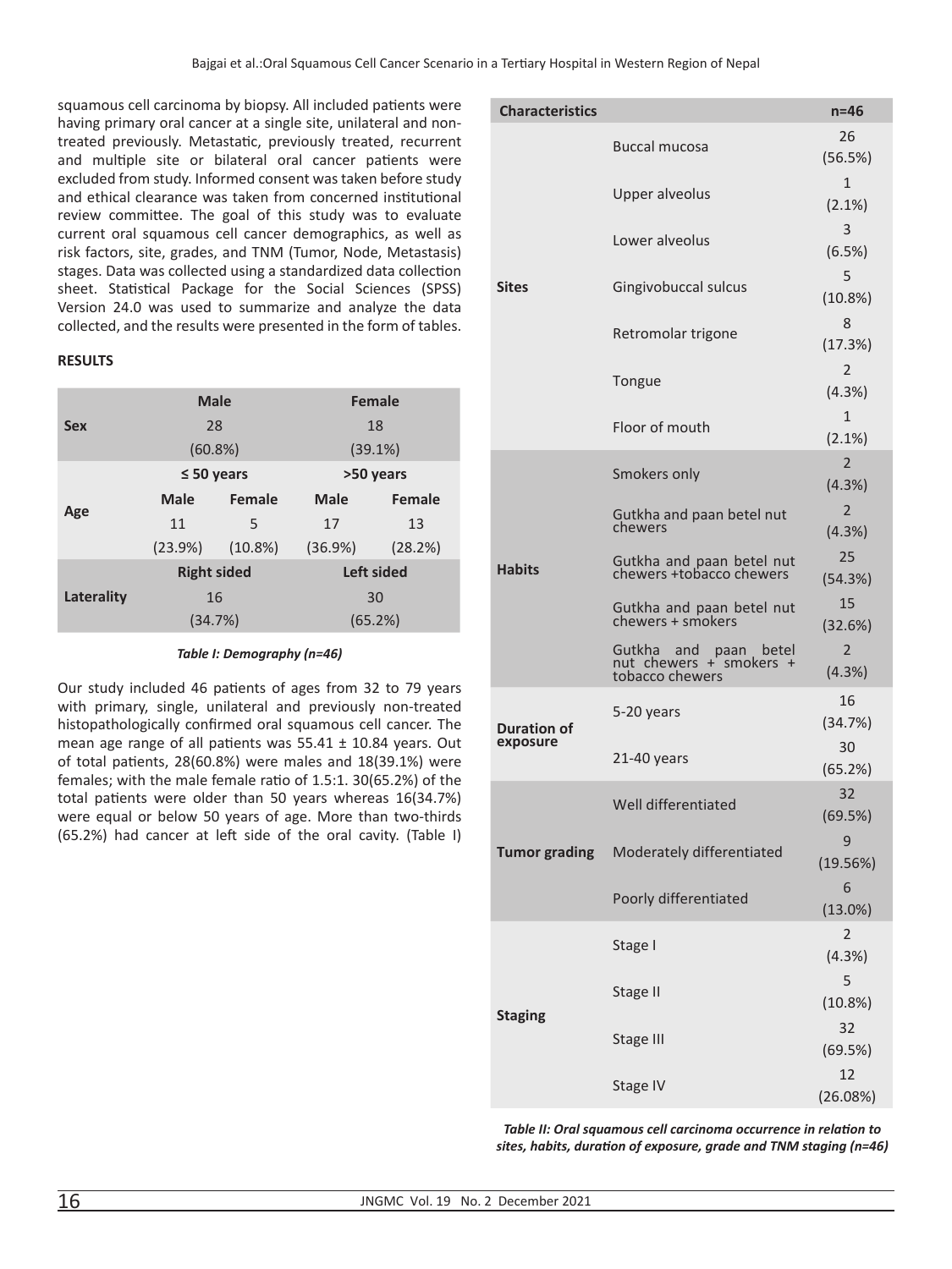squamous cell carcinoma by biopsy. All included patients were having primary oral cancer at a single site, unilateral and non-treated previously. Metastatic, previously treated, recurrent and multiple site or bilateral oral cancer patients were excluded from study. Informed consent was taken before study and ethical clearance was taken from concerned institutional review committee. The goal of this study was to evaluate current oral squamous cell cancer demographics, as well as risk factors, site, grades, and TNM (Tumor, Node, Metastasis) stages. Data was collected using a standardized data collection sheet. Statistical Package for the Social Sciences (SPSS) Version 24.0 was used to summarize and analyze the data collected, and the results were presented in the form of tables.

**RESULTS**

| | Male | | Female | |
|---|---|---|---|---|
| **Sex** | 28 (60.8%) | | 18 (39.1%) | |
| | ≤ 50 years | | >50 years | |
| **Age** | Male | Female | Male | Female |
| | 11 (23.9%) | 5 (10.8%) | 17 (36.9%) | 13 (28.2%) |
| | Right sided | | Left sided | |
| **Laterality** | 16 (34.7%) | | 30 (65.2%) | |

*Table I: Demography (n=46)*

Our study included 46 patients of ages from 32 to 79 years with primary, single, unilateral and previously non-treated histopathologically confirmed oral squamous cell cancer. The mean age range of all patients was 55.41 ± 10.84 years. Out of total patients, 28(60.8%) were males and 18(39.1%) were females; with the male female ratio of 1.5:1. 30(65.2%) of the total patients were older than 50 years whereas 16(34.7%) were equal or below 50 years of age. More than two-thirds (65.2%) had cancer at left side of the oral cavity. (Table I)

| Characteristics | | n=46 |
|---|---|---|
| **Sites** | Buccal mucosa | 26 (56.5%) |
| | Upper alveolus | 1 (2.1%) |
| | Lower alveolus | 3 (6.5%) |
| | Gingivobuccal sulcus | 5 (10.8%) |
| | Retromolar trigone | 8 (17.3%) |
| | Tongue | 2 (4.3%) |
| | Floor of mouth | 1 (2.1%) |
| **Habits** | Smokers only | 2 (4.3%) |
| | Gutkha and paan betel nut chewers | 2 (4.3%) |
| | Gutkha and paan betel nut chewers +tobacco chewers | 25 (54.3%) |
| | Gutkha and paan betel nut chewers + smokers | 15 (32.6%) |
| | Gutkha and paan betel nut chewers + smokers + tobacco chewers | 2 (4.3%) |
| **Duration of exposure** | 5-20 years | 16 (34.7%) |
| | 21-40 years | 30 (65.2%) |
| **Tumor grading** | Well differentiated | 32 (69.5%) |
| | Moderately differentiated | 9 (19.56%) |
| | Poorly differentiated | 6 (13.0%) |
| **Staging** | Stage I | 2 (4.3%) |
| | Stage II | 5 (10.8%) |
| | Stage III | 32 (69.5%) |
| | Stage IV | 12 (26.08%) |

*Table II: Oral squamous cell carcinoma occurrence in relation to sites, habits, duration of exposure, grade and TNM staging (n=46)*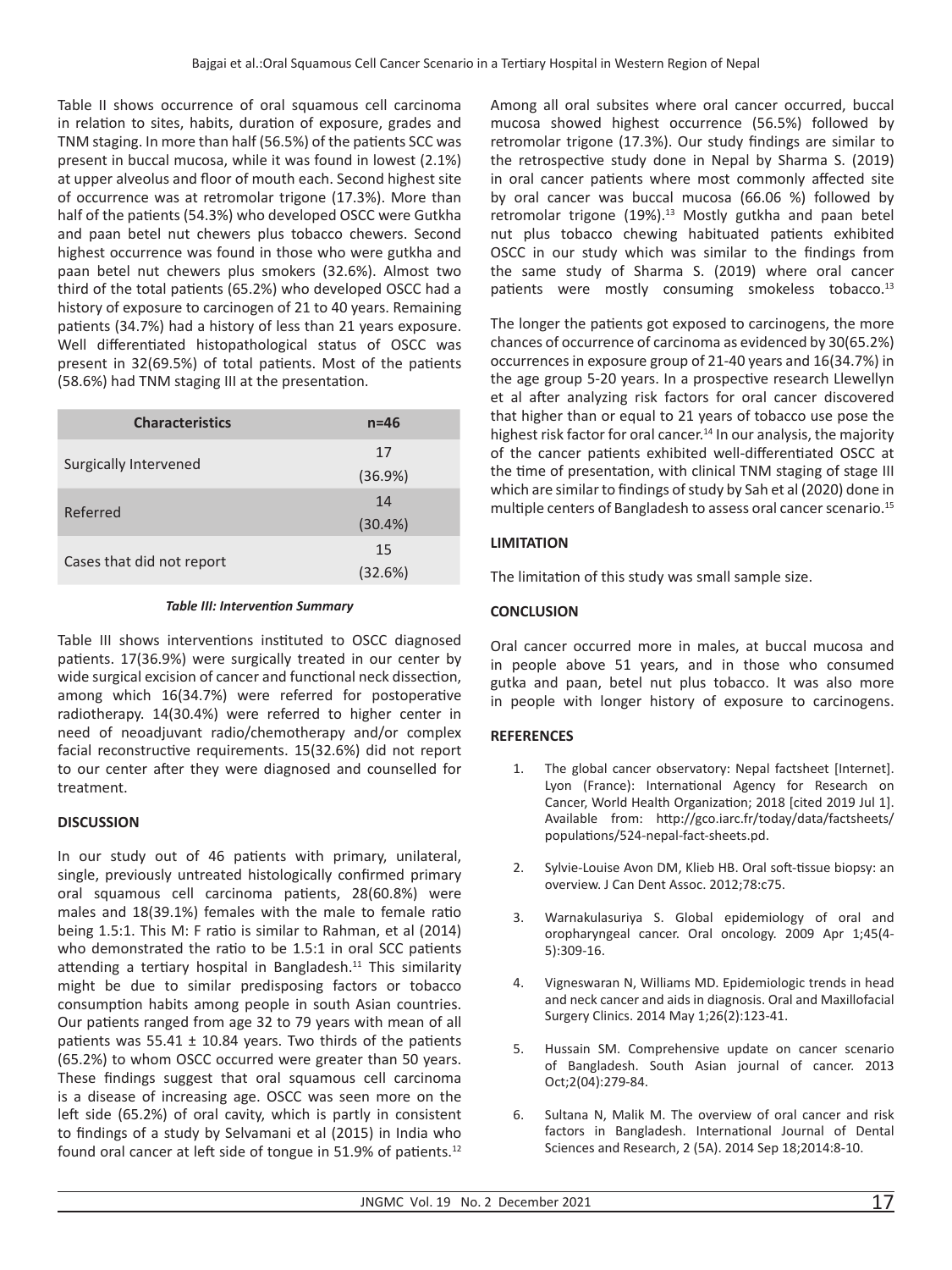Table II shows occurrence of oral squamous cell carcinoma in relation to sites, habits, duration of exposure, grades and TNM staging. In more than half (56.5%) of the patients SCC was present in buccal mucosa, while it was found in lowest (2.1%) at upper alveolus and floor of mouth each. Second highest site of occurrence was at retromolar trigone (17.3%). More than half of the patients (54.3%) who developed OSCC were Gutkha and paan betel nut chewers plus tobacco chewers. Second highest occurrence was found in those who were gutkha and paan betel nut chewers plus smokers (32.6%). Almost two third of the total patients (65.2%) who developed OSCC had a history of exposure to carcinogen of 21 to 40 years. Remaining patients (34.7%) had a history of less than 21 years exposure. Well differentiated histopathological status of OSCC was present in 32(69.5%) of total patients. Most of the patients (58.6%) had TNM staging III at the presentation.

| Characteristics | n=46 |
|---|---|
| Surgically Intervened | 17 (36.9%) |
| Referred | 14 (30.4%) |
| Cases that did not report | 15 (32.6%) |

***Table III: Intervention Summary***

Table III shows interventions instituted to OSCC diagnosed patients. 17(36.9%) were surgically treated in our center by wide surgical excision of cancer and functional neck dissection, among which 16(34.7%) were referred for postoperative radiotherapy. 14(30.4%) were referred to higher center in need of neoadjuvant radio/chemotherapy and/or complex facial reconstructive requirements. 15(32.6%) did not report to our center after they were diagnosed and counselled for treatment.

**DISCUSSION**

In our study out of 46 patients with primary, unilateral, single, previously untreated histologically confirmed primary oral squamous cell carcinoma patients, 28(60.8%) were males and 18(39.1%) females with the male to female ratio being 1.5:1. This M: F ratio is similar to Rahman, et al (2014) who demonstrated the ratio to be 1.5:1 in oral SCC patients attending a tertiary hospital in Bangladesh.[11] This similarity might be due to similar predisposing factors or tobacco consumption habits among people in south Asian countries. Our patients ranged from age 32 to 79 years with mean of all patients was 55.41 ± 10.84 years. Two thirds of the patients (65.2%) to whom OSCC occurred were greater than 50 years. These findings suggest that oral squamous cell carcinoma is a disease of increasing age. OSCC was seen more on the left side (65.2%) of oral cavity, which is partly in consistent to findings of a study by Selvamani et al (2015) in India who found oral cancer at left side of tongue in 51.9% of patients.[12]

Among all oral subsites where oral cancer occurred, buccal mucosa showed highest occurrence (56.5%) followed by retromolar trigone (17.3%). Our study findings are similar to the retrospective study done in Nepal by Sharma S. (2019) in oral cancer patients where most commonly affected site by oral cancer was buccal mucosa (66.06 %) followed by retromolar trigone (19%).[13] Mostly gutkha and paan betel nut plus tobacco chewing habituated patients exhibited OSCC in our study which was similar to the findings from the same study of Sharma S. (2019) where oral cancer patients were mostly consuming smokeless tobacco.[13]

The longer the patients got exposed to carcinogens, the more chances of occurrence of carcinoma as evidenced by 30(65.2%) occurrences in exposure group of 21-40 years and 16(34.7%) in the age group 5-20 years. In a prospective research Llewellyn et al after analyzing risk factors for oral cancer discovered that higher than or equal to 21 years of tobacco use pose the highest risk factor for oral cancer.[14] In our analysis, the majority of the cancer patients exhibited well-differentiated OSCC at the time of presentation, with clinical TNM staging of stage III which are similar to findings of study by Sah et al (2020) done in multiple centers of Bangladesh to assess oral cancer scenario.[15]

**LIMITATION**

The limitation of this study was small sample size.

**CONCLUSION**

Oral cancer occurred more in males, at buccal mucosa and in people above 51 years, and in those who consumed gutka and paan, betel nut plus tobacco. It was also more in people with longer history of exposure to carcinogens.

**REFERENCES**

1. The global cancer observatory: Nepal factsheet [Internet]. Lyon (France): International Agency for Research on Cancer, World Health Organization; 2018 [cited 2019 Jul 1]. Available from: http://gco.iarc.fr/today/data/factsheets/populations/524-nepal-fact-sheets.pd.
2. Sylvie-Louise Avon DM, Klieb HB. Oral soft-tissue biopsy: an overview. J Can Dent Assoc. 2012;78:c75.
3. Warnakulasuriya S. Global epidemiology of oral and oropharyngeal cancer. Oral oncology. 2009 Apr 1;45(4-5):309-16.
4. Vigneswaran N, Williams MD. Epidemiologic trends in head and neck cancer and aids in diagnosis. Oral and Maxillofacial Surgery Clinics. 2014 May 1;26(2):123-41.
5. Hussain SM. Comprehensive update on cancer scenario of Bangladesh. South Asian journal of cancer. 2013 Oct;2(04):279-84.
6. Sultana N, Malik M. The overview of oral cancer and risk factors in Bangladesh. International Journal of Dental Sciences and Research, 2 (5A). 2014 Sep 18;2014:8-10.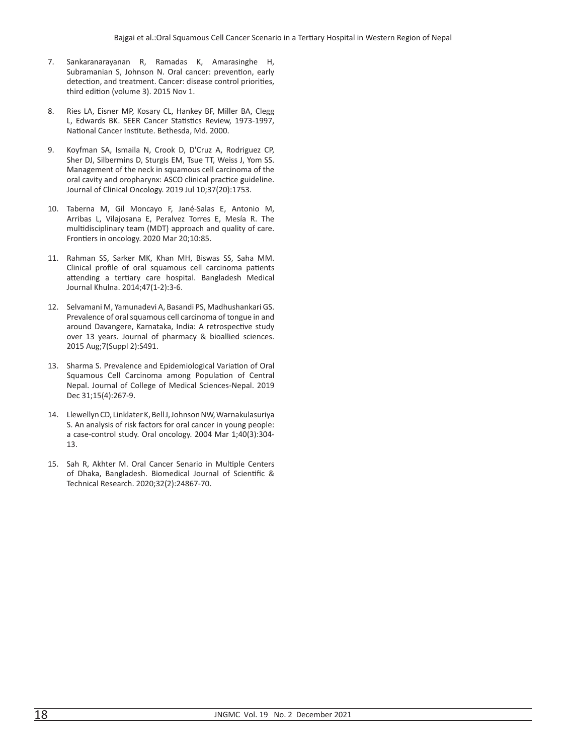7. Sankaranarayanan R, Ramadas K, Amarasinghe H, Subramanian S, Johnson N. Oral cancer: prevention, early detection, and treatment. Cancer: disease control priorities, third edition (volume 3). 2015 Nov 1.

8. Ries LA, Eisner MP, Kosary CL, Hankey BF, Miller BA, Clegg L, Edwards BK. SEER Cancer Statistics Review, 1973-1997, National Cancer Institute. Bethesda, Md. 2000.

9. Koyfman SA, Ismaila N, Crook D, D'Cruz A, Rodriguez CP, Sher DJ, Silbermins D, Sturgis EM, Tsue TT, Weiss J, Yom SS. Management of the neck in squamous cell carcinoma of the oral cavity and oropharynx: ASCO clinical practice guideline. Journal of Clinical Oncology. 2019 Jul 10;37(20):1753.

10. Taberna M, Gil Moncayo F, Jané-Salas E, Antonio M, Arribas L, Vilajosana E, Peralvez Torres E, Mesía R. The multidisciplinary team (MDT) approach and quality of care. Frontiers in oncology. 2020 Mar 20;10:85.

11. Rahman SS, Sarker MK, Khan MH, Biswas SS, Saha MM. Clinical profile of oral squamous cell carcinoma patients attending a tertiary care hospital. Bangladesh Medical Journal Khulna. 2014;47(1-2):3-6.

12. Selvamani M, Yamunadevi A, Basandi PS, Madhushankari GS. Prevalence of oral squamous cell carcinoma of tongue in and around Davangere, Karnataka, India: A retrospective study over 13 years. Journal of pharmacy & bioallied sciences. 2015 Aug;7(Suppl 2):S491.

13. Sharma S. Prevalence and Epidemiological Variation of Oral Squamous Cell Carcinoma among Population of Central Nepal. Journal of College of Medical Sciences-Nepal. 2019 Dec 31;15(4):267-9.

14. Llewellyn CD, Linklater K, Bell J, Johnson NW, Warnakulasuriya S. An analysis of risk factors for oral cancer in young people: a case-control study. Oral oncology. 2004 Mar 1;40(3):304-13.

15. Sah R, Akhter M. Oral Cancer Senario in Multiple Centers of Dhaka, Bangladesh. Biomedical Journal of Scientific & Technical Research. 2020;32(2):24867-70.